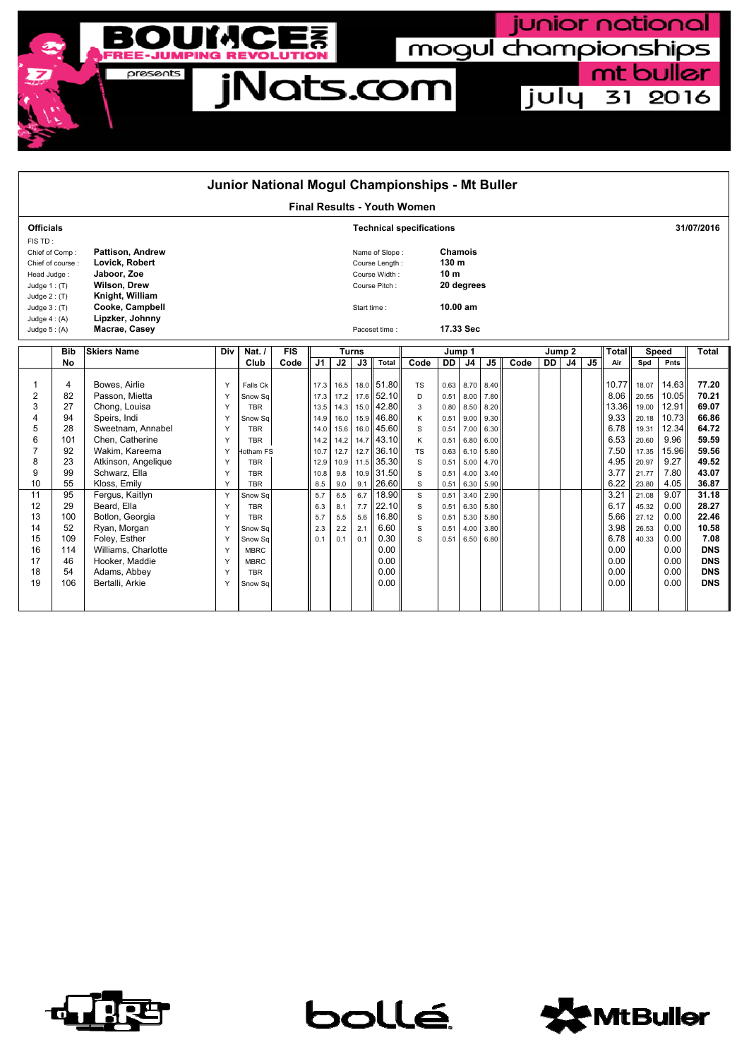junior national mogul championships mt buller july 31 2016

BOUNCE INC FREE-JUMPING REVOLUTION presents jNats.com

## Junior National Mogul Championships - Mt Buller

### Final Results - Youth Women

**Officials**

FIS TD :
Chief of Comp : **Pattison, Andrew**
Chief of course : **Lovick, Robert**
Head Judge : **Jaboor, Zoe**
Judge 1 : (T) **Wilson, Drew**
Judge 2 : (T) **Knight, William**
Judge 3 : (T) **Cooke, Campbell**
Judge 4 : (A) **Lipzker, Johnny**
Judge 5 : (A) **Macrae, Casey**

**Technical specifications**

Name of Slope : **Chamois**
Course Length : **130 m**
Course Width : **10 m**
Course Pitch : **20 degrees**
Start time : **10.00 am**
Paceset time : **17.33 Sec**

**31/07/2016**

| | Bib | Skiers Name | Div | Nat. / | FIS | Turns | | | | Jump 1 | | | | Jump 2 | | | | Total | Speed | | Total |
|---|---|---|---|---|---|---|---|---|---|---|---|---|---|---|---|---|---|---|---|---|---|
| | No | | | Club | Code | J1 | J2 | J3 | Total | Code | DD | J4 | J5 | Code | DD | J4 | J5 | Air | Spd | Pnts | |
| 1 | 4 | Bowes, Airlie | Y | Falls Ck | | 17.3 | 16.5 | 18.0 | 51.80 | TS | 0.63 | 8.70 | 8.40 | | | | | 10.77 | 18.07 | 14.63 | **77.20** |
| 2 | 82 | Passon, Mietta | Y | Snow Sq | | 17.3 | 17.2 | 17.6 | 52.10 | D | 0.51 | 8.00 | 7.80 | | | | | 8.06 | 20.55 | 10.05 | **70.21** |
| 3 | 27 | Chong, Louisa | Y | TBR | | 13.5 | 14.3 | 15.0 | 42.80 | 3 | 0.80 | 8.50 | 8.20 | | | | | 13.36 | 19.00 | 12.91 | **69.07** |
| 4 | 94 | Speirs, Indi | Y | Snow Sq | | 14.9 | 16.0 | 15.9 | 46.80 | K | 0.51 | 9.00 | 9.30 | | | | | 9.33 | 20.18 | 10.73 | **66.86** |
| 5 | 28 | Sweetnam, Annabel | Y | TBR | | 14.0 | 15.6 | 16.0 | 45.60 | S | 0.51 | 7.00 | 6.30 | | | | | 6.78 | 19.31 | 12.34 | **64.72** |
| 6 | 101 | Chen, Catherine | Y | TBR | | 14.2 | 14.2 | 14.7 | 43.10 | K | 0.51 | 6.80 | 6.00 | | | | | 6.53 | 20.60 | 9.96 | **59.59** |
| 7 | 92 | Wakim, Kareema | Y | Hotham FS | | 10.7 | 12.7 | 12.7 | 36.10 | TS | 0.63 | 6.10 | 5.80 | | | | | 7.50 | 17.35 | 15.96 | **59.56** |
| 8 | 23 | Atkinson, Angelique | Y | TBR | | 12.9 | 10.9 | 11.5 | 35.30 | S | 0.51 | 5.00 | 4.70 | | | | | 4.95 | 20.97 | 9.27 | **49.52** |
| 9 | 99 | Schwarz, Ella | Y | TBR | | 10.8 | 9.8 | 10.9 | 31.50 | S | 0.51 | 4.00 | 3.40 | | | | | 3.77 | 21.77 | 7.80 | **43.07** |
| 10 | 55 | Kloss, Emily | Y | TBR | | 8.5 | 9.0 | 9.1 | 26.60 | S | 0.51 | 6.30 | 5.90 | | | | | 6.22 | 23.80 | 4.05 | **36.87** |
| 11 | 95 | Fergus, Kaitlyn | Y | Snow Sq | | 5.7 | 6.5 | 6.7 | 18.90 | S | 0.51 | 3.40 | 2.90 | | | | | 3.21 | 21.08 | 9.07 | **31.18** |
| 12 | 29 | Beard, Ella | Y | TBR | | 6.3 | 8.1 | 7.7 | 22.10 | S | 0.51 | 6.30 | 5.80 | | | | | 6.17 | 45.32 | 0.00 | **28.27** |
| 13 | 100 | Botlon, Georgia | Y | TBR | | 5.7 | 5.5 | 5.6 | 16.80 | S | 0.51 | 5.30 | 5.80 | | | | | 5.66 | 27.12 | 0.00 | **22.46** |
| 14 | 52 | Ryan, Morgan | Y | Snow Sq | | 2.3 | 2.2 | 2.1 | 6.60 | S | 0.51 | 4.00 | 3.80 | | | | | 3.98 | 26.53 | 0.00 | **10.58** |
| 15 | 109 | Foley, Esther | Y | Snow Sq | | 0.1 | 0.1 | 0.1 | 0.30 | S | 0.51 | 6.50 | 6.80 | | | | | 6.78 | 40.33 | 0.00 | **7.08** |
| 16 | 114 | Williams, Charlotte | Y | MBRC | | | | | 0.00 | | | | | | | | | 0.00 | | 0.00 | **DNS** |
| 17 | 46 | Hooker, Maddie | Y | MBRC | | | | | 0.00 | | | | | | | | | 0.00 | | 0.00 | **DNS** |
| 18 | 54 | Adams, Abbey | Y | TBR | | | | | 0.00 | | | | | | | | | 0.00 | | 0.00 | **DNS** |
| 19 | 106 | Bertalli, Arkie | Y | Snow Sq | | | | | 0.00 | | | | | | | | | 0.00 | | 0.00 | **DNS** |

TBR bollé MtBuller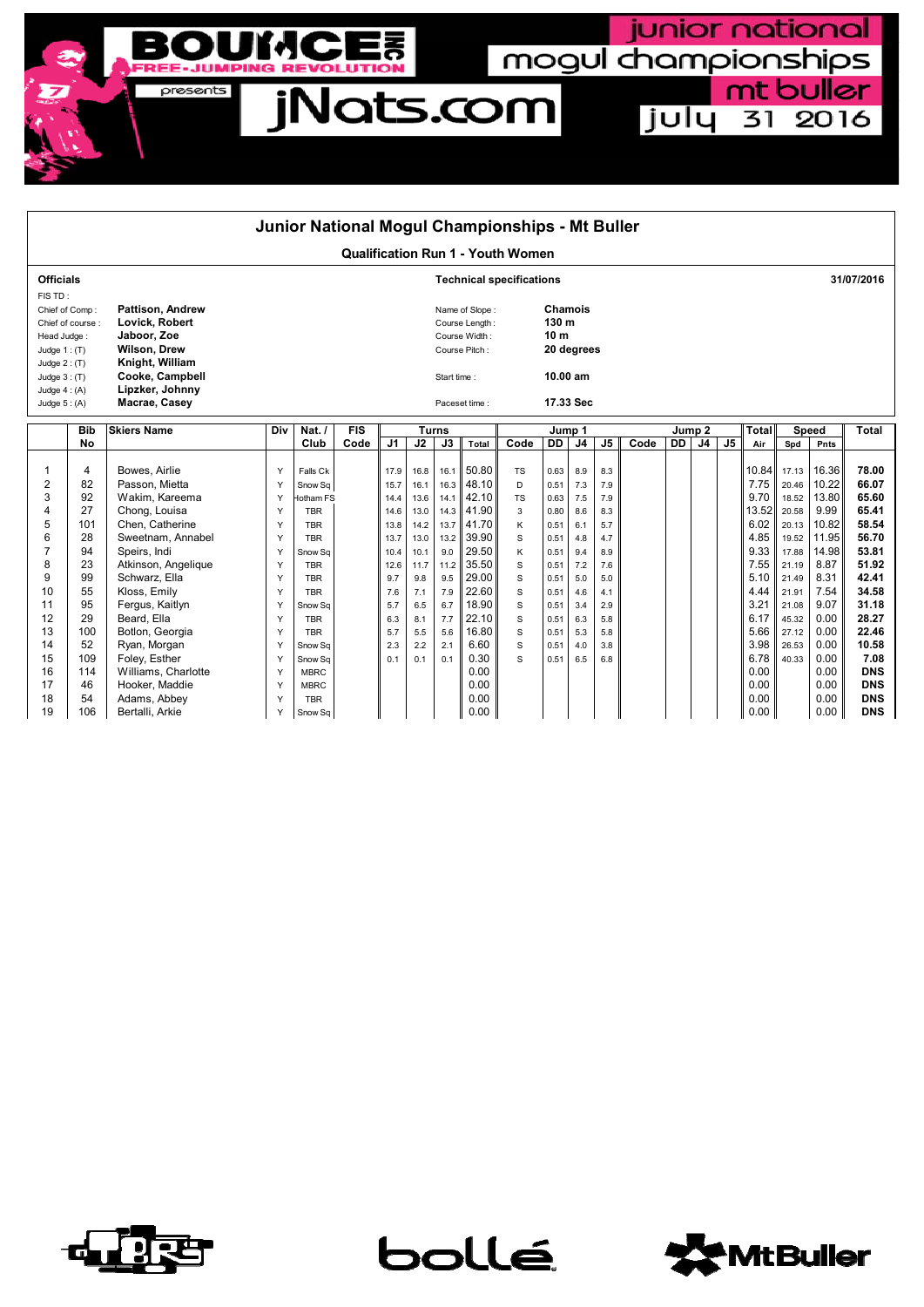junior national mogul championships
mt buller
july 31 2016

BOUNCE INC FREE-JUMPING REVOLUTION presents jNats.com

## Junior National Mogul Championships - Mt Buller

### Qualification Run 1 - Youth Women

**Officials**

FIS TD :
Chief of Comp : **Pattison, Andrew**
Chief of course : **Lovick, Robert**
Head Judge : **Jaboor, Zoe**
Judge 1 : (T) **Wilson, Drew**
Judge 2 : (T) **Knight, William**
Judge 3 : (T) **Cooke, Campbell**
Judge 4 : (A) **Lipzker, Johnny**
Judge 5 : (A) **Macrae, Casey**

**Technical specifications** **31/07/2016**

Name of Slope : **Chamois**
Course Length : **130 m**
Course Width : **10 m**
Course Pitch : **20 degrees**
Start time : **10.00 am**
Paceset time : **17.33 Sec**

| | Bib No | Skiers Name | Div | Nat. / Club | FIS Code | Turns J1 | Turns J2 | Turns J3 | Turns Total | Jump 1 Code | Jump 1 DD | Jump 1 J4 | Jump 1 J5 | Jump 2 Code | Jump 2 DD | Jump 2 J4 | Jump 2 J5 | Total Air | Speed Spd | Speed Pnts | Total |
|---|---|---|---|---|---|---|---|---|---|---|---|---|---|---|---|---|---|---|---|---|---|
| 1 | 4 | Bowes, Airlie | Y | Falls Ck | | 17.9 | 16.8 | 16.1 | 50.80 | TS | 0.63 | 8.9 | 8.3 | | | | | 10.84 | 17.13 | 16.36 | **78.00** |
| 2 | 82 | Passon, Mietta | Y | Snow Sq | | 15.7 | 16.1 | 16.3 | 48.10 | D | 0.51 | 7.3 | 7.9 | | | | | 7.75 | 20.46 | 10.22 | **66.07** |
| 3 | 92 | Wakim, Kareema | Y | Hotham FS | | 14.4 | 13.6 | 14.1 | 42.10 | TS | 0.63 | 7.5 | 7.9 | | | | | 9.70 | 18.52 | 13.80 | **65.60** |
| 4 | 27 | Chong, Louisa | Y | TBR | | 14.6 | 13.0 | 14.3 | 41.90 | 3 | 0.80 | 8.6 | 8.3 | | | | | 13.52 | 20.58 | 9.99 | **65.41** |
| 5 | 101 | Chen, Catherine | Y | TBR | | 13.8 | 14.2 | 13.7 | 41.70 | K | 0.51 | 6.1 | 5.7 | | | | | 6.02 | 20.13 | 10.82 | **58.54** |
| 6 | 28 | Sweetnam, Annabel | Y | TBR | | 13.7 | 13.0 | 13.2 | 39.90 | S | 0.51 | 4.8 | 4.7 | | | | | 4.85 | 19.52 | 11.95 | **56.70** |
| 7 | 94 | Speirs, Indi | Y | Snow Sq | | 10.4 | 10.1 | 9.0 | 29.50 | K | 0.51 | 9.4 | 8.9 | | | | | 9.33 | 17.88 | 14.98 | **53.81** |
| 8 | 23 | Atkinson, Angelique | Y | TBR | | 12.6 | 11.7 | 11.2 | 35.50 | S | 0.51 | 7.2 | 7.6 | | | | | 7.55 | 21.19 | 8.87 | **51.92** |
| 9 | 99 | Schwarz, Ella | Y | TBR | | 9.7 | 9.8 | 9.5 | 29.00 | S | 0.51 | 5.0 | 5.0 | | | | | 5.10 | 21.49 | 8.31 | **42.41** |
| 10 | 55 | Kloss, Emily | Y | TBR | | 7.6 | 7.1 | 7.9 | 22.60 | S | 0.51 | 4.6 | 4.1 | | | | | 4.44 | 21.91 | 7.54 | **34.58** |
| 11 | 95 | Fergus, Kaitlyn | Y | Snow Sq | | 5.7 | 6.5 | 6.7 | 18.90 | S | 0.51 | 3.4 | 2.9 | | | | | 3.21 | 21.08 | 9.07 | **31.18** |
| 12 | 29 | Beard, Ella | Y | TBR | | 6.3 | 8.1 | 7.7 | 22.10 | S | 0.51 | 6.3 | 5.8 | | | | | 6.17 | 45.32 | 0.00 | **28.27** |
| 13 | 100 | Botlon, Georgia | Y | TBR | | 5.7 | 5.5 | 5.6 | 16.80 | S | 0.51 | 5.3 | 5.8 | | | | | 5.66 | 27.12 | 0.00 | **22.46** |
| 14 | 52 | Ryan, Morgan | Y | Snow Sq | | 2.3 | 2.2 | 2.1 | 6.60 | S | 0.51 | 4.0 | 3.8 | | | | | 3.98 | 26.53 | 0.00 | **10.58** |
| 15 | 109 | Foley, Esther | Y | Snow Sq | | 0.1 | 0.1 | 0.1 | 0.30 | S | 0.51 | 6.5 | 6.8 | | | | | 6.78 | 40.33 | 0.00 | **7.08** |
| 16 | 114 | Williams, Charlotte | Y | MBRC | | | | | 0.00 | | | | | | | | | 0.00 | | 0.00 | **DNS** |
| 17 | 46 | Hooker, Maddie | Y | MBRC | | | | | 0.00 | | | | | | | | | 0.00 | | 0.00 | **DNS** |
| 18 | 54 | Adams, Abbey | Y | TBR | | | | | 0.00 | | | | | | | | | 0.00 | | 0.00 | **DNS** |
| 19 | 106 | Bertalli, Arkie | Y | Snow Sq | | | | | 0.00 | | | | | | | | | 0.00 | | 0.00 | **DNS** |

TBR bollé MtBuller